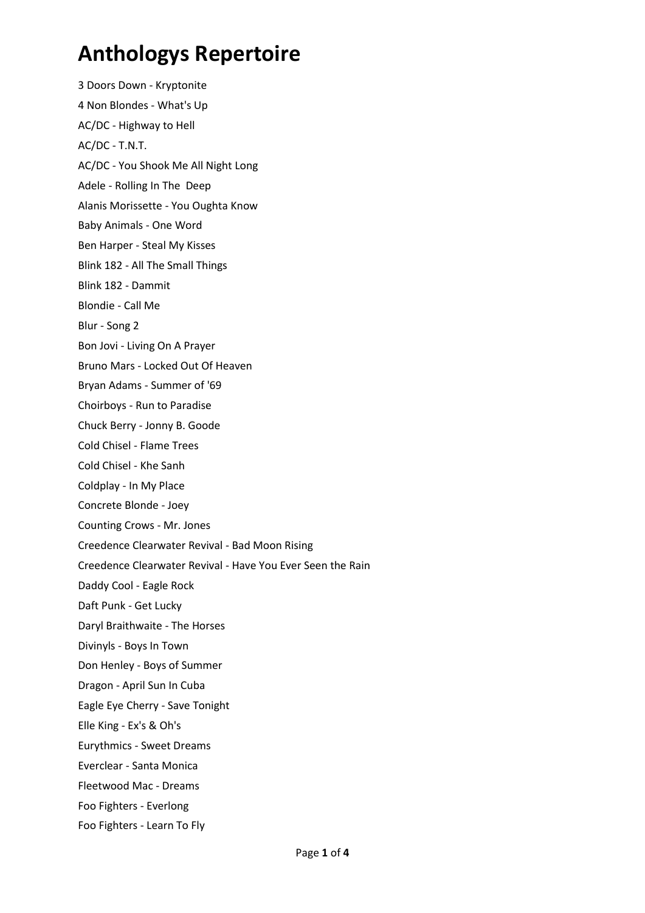# Anthologys Repertoire

3 Doors Down - Kryptonite

4 Non Blondes - What's Up

AC/DC - Highway to Hell

AC/DC - T.N.T.

AC/DC - You Shook Me All Night Long

Adele - Rolling In The  Deep

Alanis Morissette - You Oughta Know

Baby Animals - One Word

Ben Harper - Steal My Kisses

Blink 182 - All The Small Things

Blink 182 - Dammit

Blondie - Call Me

Blur - Song 2

Bon Jovi - Living On A Prayer

Bruno Mars - Locked Out Of Heaven

Bryan Adams - Summer of '69

Choirboys - Run to Paradise

Chuck Berry - Jonny B. Goode

Cold Chisel - Flame Trees

Cold Chisel - Khe Sanh

Coldplay - In My Place

Concrete Blonde - Joey

Counting Crows - Mr. Jones

Creedence Clearwater Revival - Bad Moon Rising

Creedence Clearwater Revival - Have You Ever Seen the Rain

Daddy Cool - Eagle Rock

Daft Punk - Get Lucky

Daryl Braithwaite - The Horses

Divinyls - Boys In Town

Don Henley - Boys of Summer

Dragon - April Sun In Cuba

Eagle Eye Cherry - Save Tonight

Elle King - Ex's & Oh's

Eurythmics - Sweet Dreams

Everclear - Santa Monica

Fleetwood Mac - Dreams

Foo Fighters - Everlong

Foo Fighters - Learn To Fly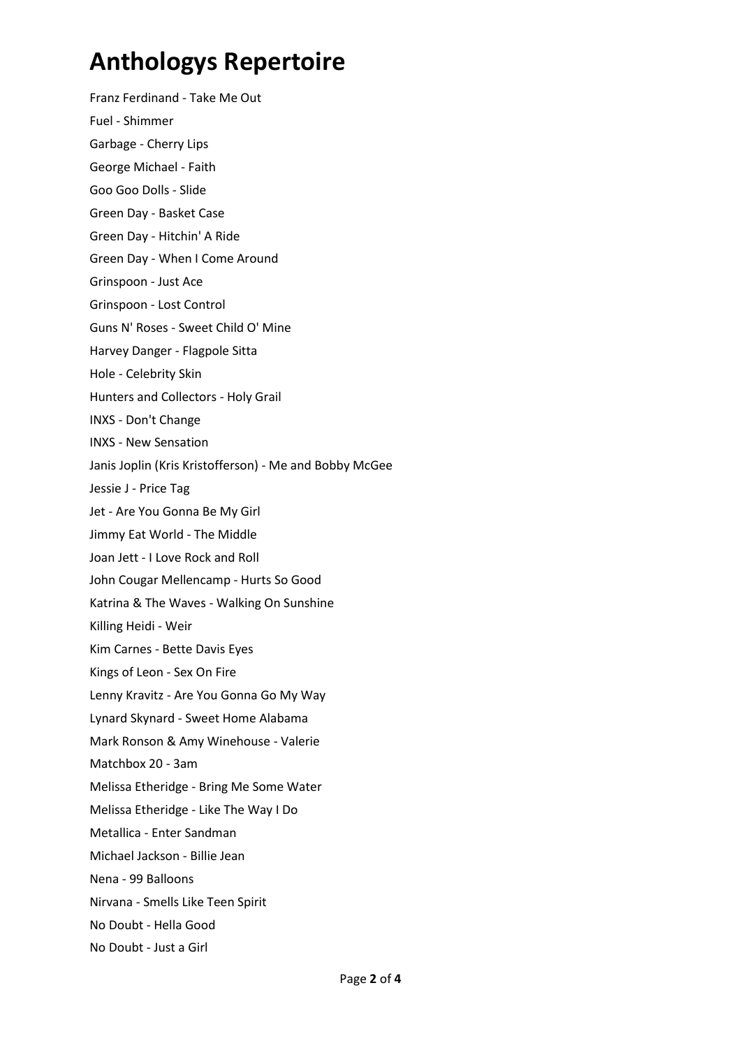# Anthologys Repertoire

Franz Ferdinand - Take Me Out

Fuel - Shimmer

Garbage - Cherry Lips

George Michael - Faith

Goo Goo Dolls - Slide

Green Day - Basket Case

Green Day - Hitchin' A Ride

Green Day - When I Come Around

Grinspoon - Just Ace

Grinspoon - Lost Control

Guns N' Roses - Sweet Child O' Mine

Harvey Danger - Flagpole Sitta

Hole - Celebrity Skin

Hunters and Collectors - Holy Grail

INXS - Don't Change

INXS - New Sensation

Janis Joplin (Kris Kristofferson) - Me and Bobby McGee

Jessie J - Price Tag

Jet - Are You Gonna Be My Girl

Jimmy Eat World - The Middle

Joan Jett - I Love Rock and Roll

John Cougar Mellencamp - Hurts So Good

Katrina & The Waves - Walking On Sunshine

Killing Heidi - Weir

Kim Carnes - Bette Davis Eyes

Kings of Leon - Sex On Fire

Lenny Kravitz - Are You Gonna Go My Way

Lynard Skynard - Sweet Home Alabama

Mark Ronson & Amy Winehouse - Valerie

Matchbox 20 - 3am

Melissa Etheridge - Bring Me Some Water

Melissa Etheridge - Like The Way I Do

Metallica - Enter Sandman

Michael Jackson - Billie Jean

Nena - 99 Balloons

Nirvana - Smells Like Teen Spirit

No Doubt - Hella Good

No Doubt - Just a Girl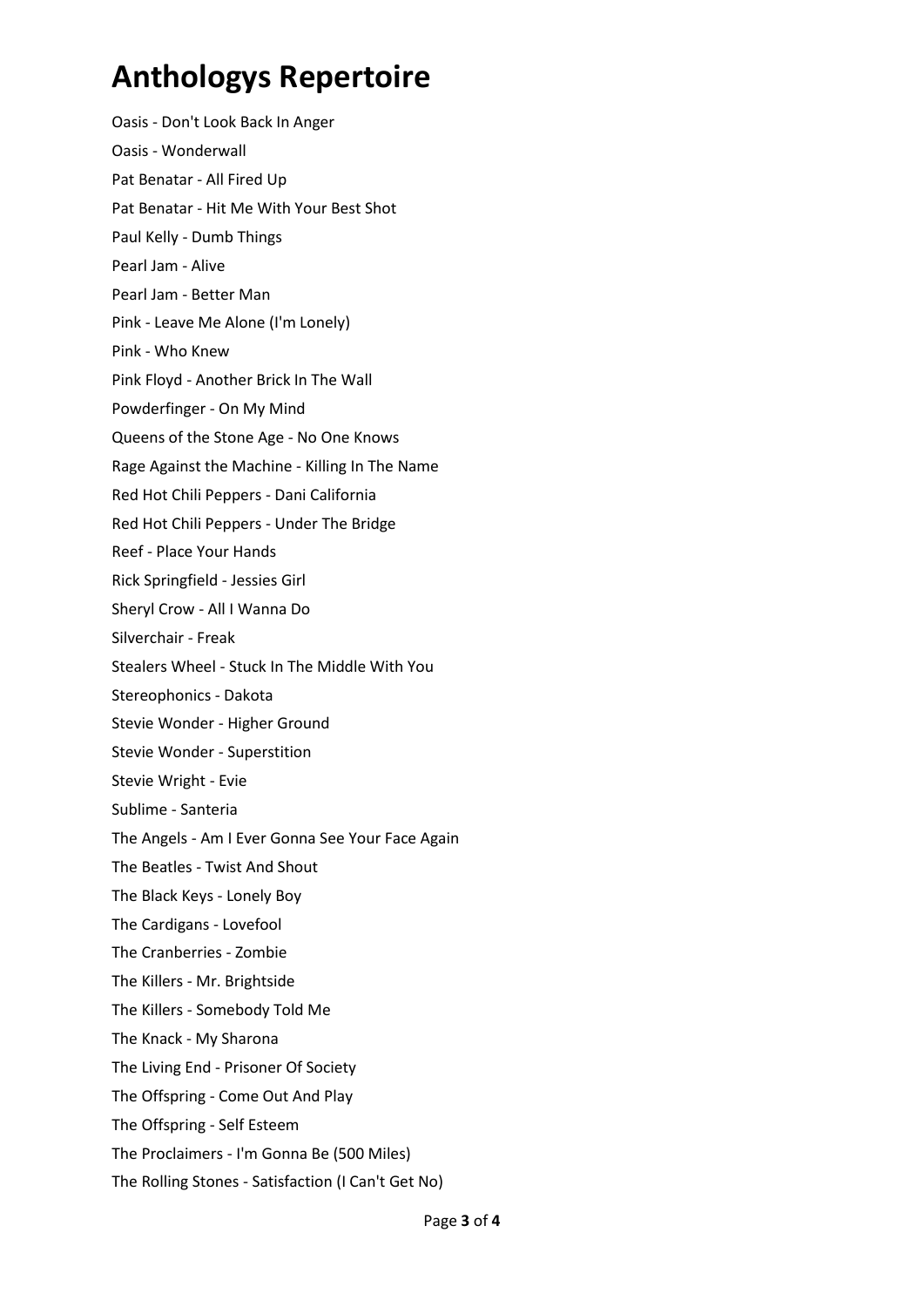# Anthologys Repertoire

Oasis - Don't Look Back In Anger

Oasis - Wonderwall

Pat Benatar - All Fired Up

Pat Benatar - Hit Me With Your Best Shot

Paul Kelly - Dumb Things

Pearl Jam - Alive

Pearl Jam - Better Man

Pink - Leave Me Alone (I'm Lonely)

Pink - Who Knew

Pink Floyd - Another Brick In The Wall

Powderfinger - On My Mind

Queens of the Stone Age - No One Knows

Rage Against the Machine - Killing In The Name

Red Hot Chili Peppers - Dani California

Red Hot Chili Peppers - Under The Bridge

Reef - Place Your Hands

Rick Springfield - Jessies Girl

Sheryl Crow - All I Wanna Do

Silverchair - Freak

Stealers Wheel - Stuck In The Middle With You

Stereophonics - Dakota

Stevie Wonder - Higher Ground

Stevie Wonder - Superstition

Stevie Wright - Evie

Sublime - Santeria

The Angels - Am I Ever Gonna See Your Face Again

The Beatles - Twist And Shout

The Black Keys - Lonely Boy

The Cardigans - Lovefool

The Cranberries - Zombie

The Killers - Mr. Brightside

The Killers - Somebody Told Me

The Knack - My Sharona

The Living End - Prisoner Of Society

The Offspring - Come Out And Play

The Offspring - Self Esteem

The Proclaimers - I'm Gonna Be (500 Miles)

The Rolling Stones - Satisfaction (I Can't Get No)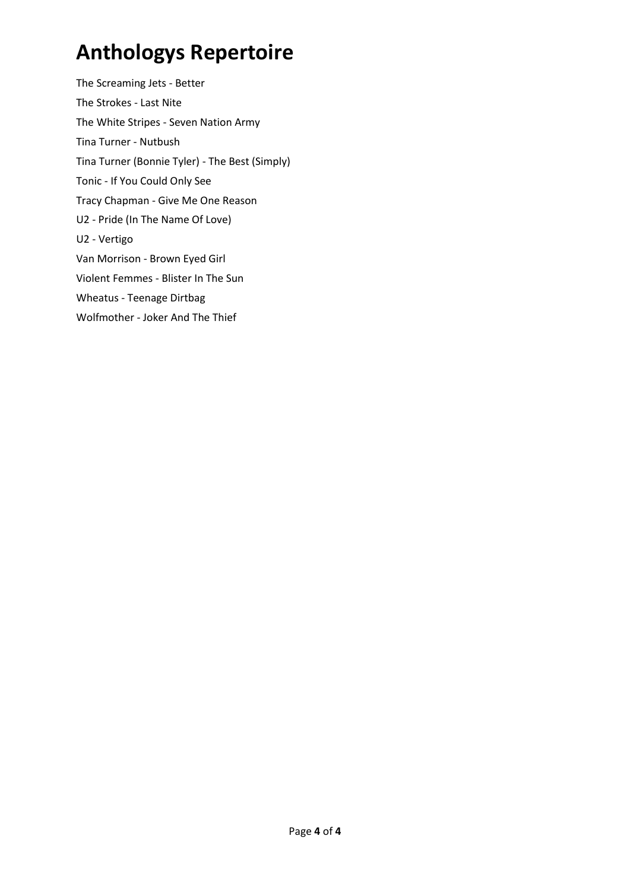# Anthologys Repertoire

The Screaming Jets - Better

The Strokes - Last Nite

The White Stripes - Seven Nation Army

Tina Turner - Nutbush

Tina Turner (Bonnie Tyler) - The Best (Simply)

Tonic - If You Could Only See

Tracy Chapman - Give Me One Reason

U2 - Pride (In The Name Of Love)

U2 - Vertigo

Van Morrison - Brown Eyed Girl

Violent Femmes - Blister In The Sun

Wheatus - Teenage Dirtbag

Wolfmother - Joker And The Thief